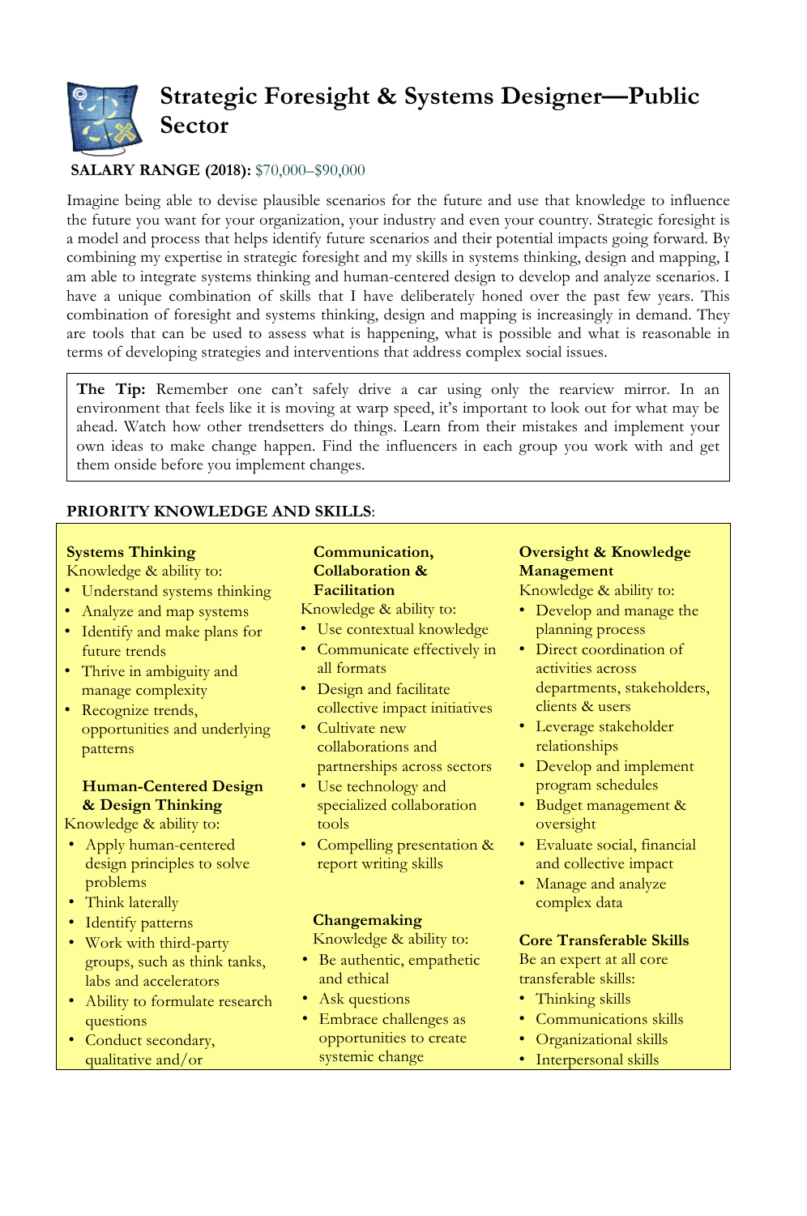# Strategic Foresight & Systems Designer—Public Sector

**SALARY RANGE (2018):** $70,000–$90,000

Imagine being able to devise plausible scenarios for the future and use that knowledge to influence the future you want for your organization, your industry and even your country. Strategic foresight is a model and process that helps identify future scenarios and their potential impacts going forward. By combining my expertise in strategic foresight and my skills in systems thinking, design and mapping, I am able to integrate systems thinking and human-centered design to develop and analyze scenarios. I have a unique combination of skills that I have deliberately honed over the past few years. This combination of foresight and systems thinking, design and mapping is increasingly in demand. They are tools that can be used to assess what is happening, what is possible and what is reasonable in terms of developing strategies and interventions that address complex social issues.

> **The Tip:** Remember one can't safely drive a car using only the rearview mirror. In an environment that feels like it is moving at warp speed, it's important to look out for what may be ahead. Watch how other trendsetters do things. Learn from their mistakes and implement your own ideas to make change happen. Find the influencers in each group you work with and get them onside before you implement changes.

**PRIORITY KNOWLEDGE AND SKILLS**:

**Systems Thinking**

Knowledge & ability to:

- Understand systems thinking
- Analyze and map systems
- Identify and make plans for future trends
- Thrive in ambiguity and manage complexity
- Recognize trends, opportunities and underlying patterns

**Human-Centered Design & Design Thinking**

Knowledge & ability to:

- Apply human-centered design principles to solve problems
- Think laterally
- Identify patterns
- Work with third-party groups, such as think tanks, labs and accelerators
- Ability to formulate research questions
- Conduct secondary, qualitative and/or

**Communication, Collaboration & Facilitation**

Knowledge & ability to:

- Use contextual knowledge
- Communicate effectively in all formats
- Design and facilitate collective impact initiatives
- Cultivate new collaborations and partnerships across sectors
- Use technology and specialized collaboration tools
- Compelling presentation & report writing skills

**Changemaking**

Knowledge & ability to:

- Be authentic, empathetic and ethical
- Ask questions
- Embrace challenges as opportunities to create systemic change

**Oversight & Knowledge Management**

Knowledge & ability to:

- Develop and manage the planning process
- Direct coordination of activities across departments, stakeholders, clients & users
- Leverage stakeholder relationships
- Develop and implement program schedules
- Budget management & oversight
- Evaluate social, financial and collective impact
- Manage and analyze complex data

**Core Transferable Skills**

Be an expert at all core transferable skills:

- Thinking skills
- Communications skills
- Organizational skills
- Interpersonal skills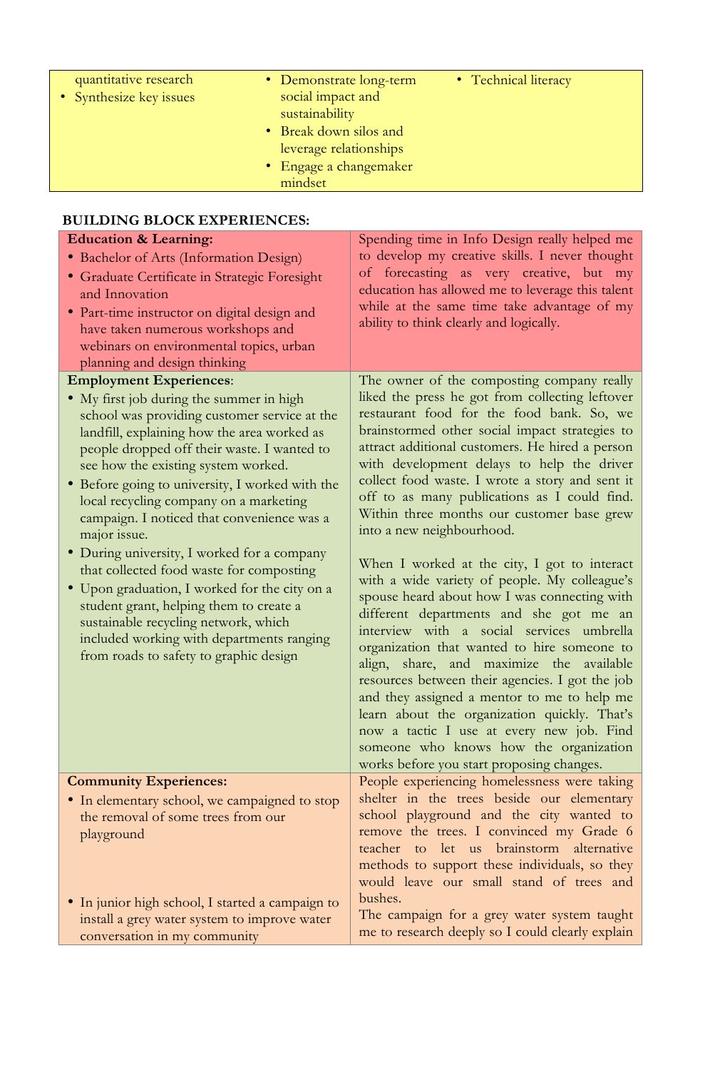| | | |
|---|---|---|
| quantitative research<br>• Synthesize key issues | • Demonstrate long-term social impact and sustainability<br>• Break down silos and leverage relationships<br>• Engage a changemaker mindset | • Technical literacy |

**BUILDING BLOCK EXPERIENCES:**

| | |
|---|---|
| **Education & Learning:**<br>• Bachelor of Arts (Information Design)<br>• Graduate Certificate in Strategic Foresight and Innovation<br>• Part-time instructor on digital design and have taken numerous workshops and webinars on environmental topics, urban planning and design thinking | Spending time in Info Design really helped me to develop my creative skills. I never thought of forecasting as very creative, but my education has allowed me to leverage this talent while at the same time take advantage of my ability to think clearly and logically. |
| **Employment Experiences**:<br>• My first job during the summer in high school was providing customer service at the landfill, explaining how the area worked as people dropped off their waste. I wanted to see how the existing system worked.<br>• Before going to university, I worked with the local recycling company on a marketing campaign. I noticed that convenience was a major issue.<br>• During university, I worked for a company that collected food waste for composting<br>• Upon graduation, I worked for the city on a student grant, helping them to create a sustainable recycling network, which included working with departments ranging from roads to safety to graphic design | The owner of the composting company really liked the press he got from collecting leftover restaurant food for the food bank. So, we brainstormed other social impact strategies to attract additional customers. He hired a person with development delays to help the driver collect food waste. I wrote a story and sent it off to as many publications as I could find. Within three months our customer base grew into a new neighbourhood.<br><br>When I worked at the city, I got to interact with a wide variety of people. My colleague's spouse heard about how I was connecting with different departments and she got me an interview with a social services umbrella organization that wanted to hire someone to align, share, and maximize the available resources between their agencies. I got the job and they assigned a mentor to me to help me learn about the organization quickly. That's now a tactic I use at every new job. Find someone who knows how the organization works before you start proposing changes. |
| **Community Experiences:**<br>• In elementary school, we campaigned to stop the removal of some trees from our playground<br><br>• In junior high school, I started a campaign to install a grey water system to improve water conversation in my community | People experiencing homelessness were taking shelter in the trees beside our elementary school playground and the city wanted to remove the trees. I convinced my Grade 6 teacher to let us brainstorm alternative methods to support these individuals, so they would leave our small stand of trees and bushes.<br>The campaign for a grey water system taught me to research deeply so I could clearly explain |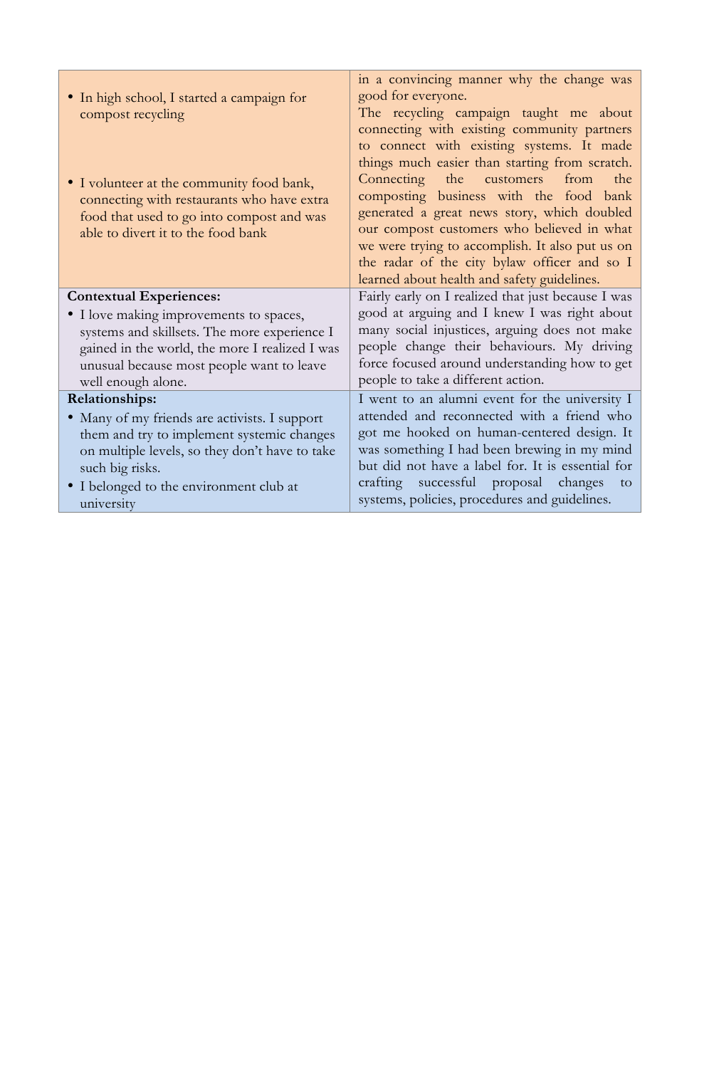| | |
|---|---|
| • In high school, I started a campaign for compost recycling<br><br>• I volunteer at the community food bank, connecting with restaurants who have extra food that used to go into compost and was able to divert it to the food bank | in a convincing manner why the change was good for everyone.<br>The recycling campaign taught me about connecting with existing community partners to connect with existing systems. It made things much easier than starting from scratch. Connecting the customers from the composting business with the food bank generated a great news story, which doubled our compost customers who believed in what we were trying to accomplish. It also put us on the radar of the city bylaw officer and so I learned about health and safety guidelines. |
| **Contextual Experiences:**<br>• I love making improvements to spaces, systems and skillsets. The more experience I gained in the world, the more I realized I was unusual because most people want to leave well enough alone. | Fairly early on I realized that just because I was good at arguing and I knew I was right about many social injustices, arguing does not make people change their behaviours. My driving force focused around understanding how to get people to take a different action. |
| **Relationships:**<br>• Many of my friends are activists. I support them and try to implement systemic changes on multiple levels, so they don't have to take such big risks.<br>• I belonged to the environment club at university | I went to an alumni event for the university I attended and reconnected with a friend who got me hooked on human-centered design. It was something I had been brewing in my mind but did not have a label for. It is essential for crafting successful proposal changes to systems, policies, procedures and guidelines. |